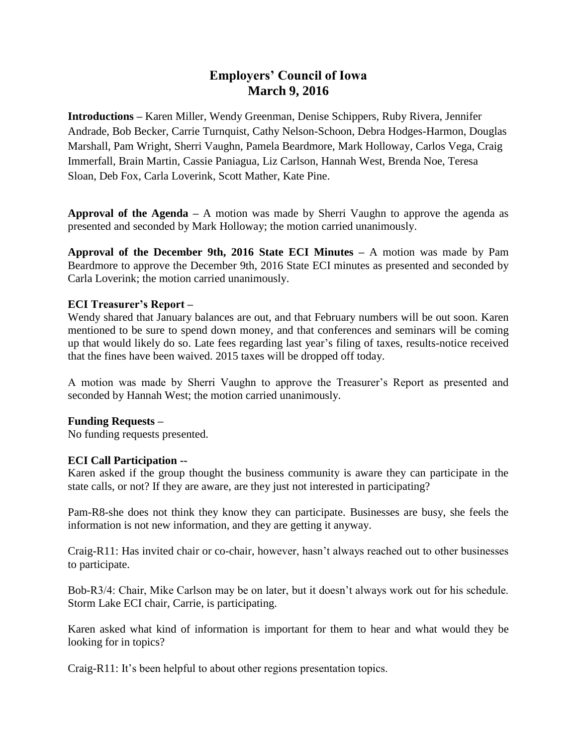# Employers' Council of Iowa
## March 9, 2016

**Introductions –** Karen Miller, Wendy Greenman, Denise Schippers, Ruby Rivera, Jennifer Andrade, Bob Becker, Carrie Turnquist, Cathy Nelson-Schoon, Debra Hodges-Harmon, Douglas Marshall, Pam Wright, Sherri Vaughn, Pamela Beardmore, Mark Holloway, Carlos Vega, Craig Immerfall, Brain Martin, Cassie Paniagua, Liz Carlson, Hannah West, Brenda Noe, Teresa Sloan, Deb Fox, Carla Loverink, Scott Mather, Kate Pine.

**Approval of the Agenda –** A motion was made by Sherri Vaughn to approve the agenda as presented and seconded by Mark Holloway; the motion carried unanimously.

**Approval of the December 9th, 2016 State ECI Minutes –** A motion was made by Pam Beardmore to approve the December 9th, 2016 State ECI minutes as presented and seconded by Carla Loverink; the motion carried unanimously.

**ECI Treasurer's Report –**

Wendy shared that January balances are out, and that February numbers will be out soon. Karen mentioned to be sure to spend down money, and that conferences and seminars will be coming up that would likely do so. Late fees regarding last year's filing of taxes, results-notice received that the fines have been waived. 2015 taxes will be dropped off today.

A motion was made by Sherri Vaughn to approve the Treasurer's Report as presented and seconded by Hannah West; the motion carried unanimously.

**Funding Requests –**

No funding requests presented.

**ECI Call Participation --**

Karen asked if the group thought the business community is aware they can participate in the state calls, or not? If they are aware, are they just not interested in participating?

Pam-R8-she does not think they know they can participate. Businesses are busy, she feels the information is not new information, and they are getting it anyway.

Craig-R11: Has invited chair or co-chair, however, hasn't always reached out to other businesses to participate.

Bob-R3/4: Chair, Mike Carlson may be on later, but it doesn't always work out for his schedule. Storm Lake ECI chair, Carrie, is participating.

Karen asked what kind of information is important for them to hear and what would they be looking for in topics?

Craig-R11: It's been helpful to about other regions presentation topics.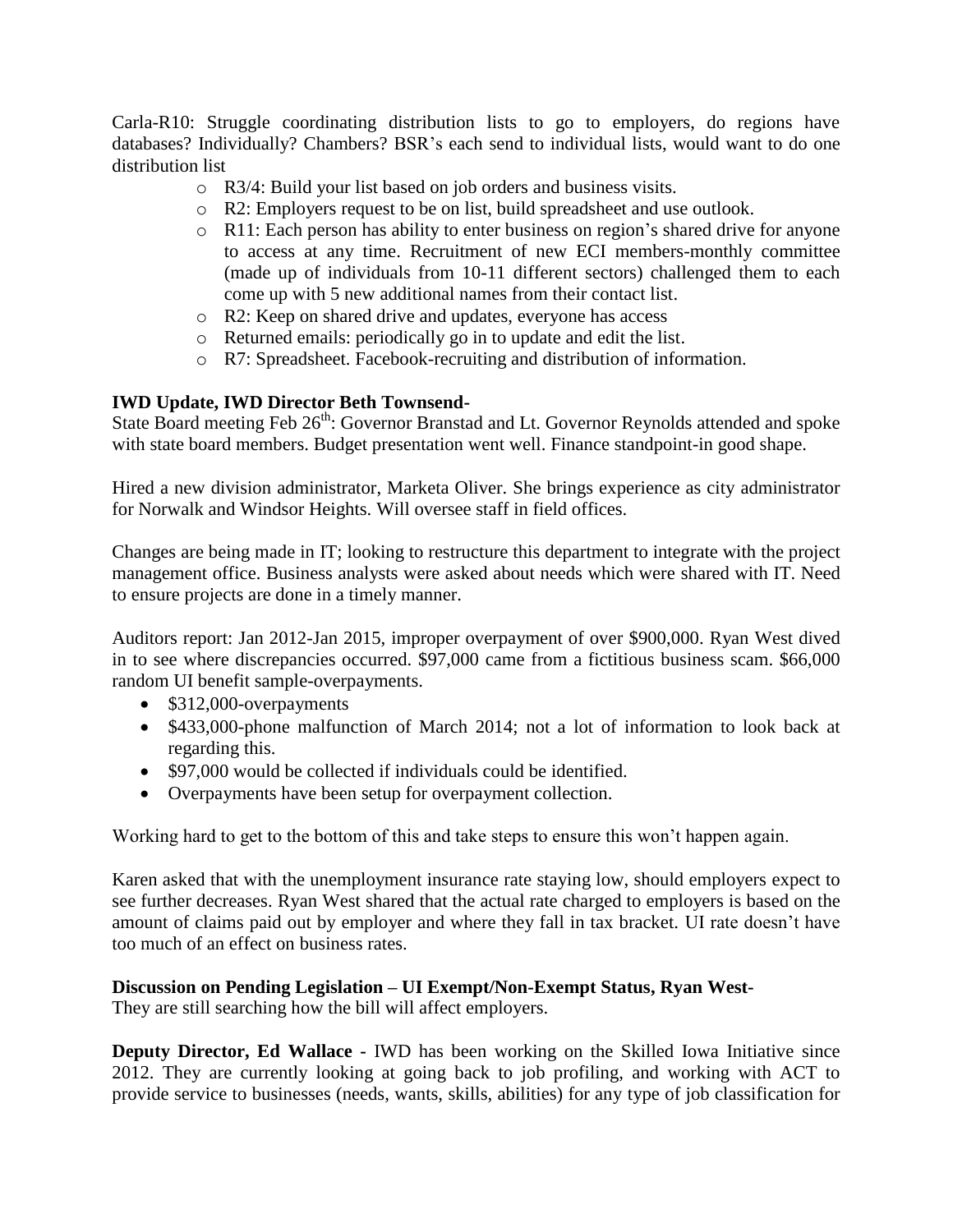Carla-R10: Struggle coordinating distribution lists to go to employers, do regions have databases? Individually? Chambers? BSR's each send to individual lists, would want to do one distribution list

- R3/4: Build your list based on job orders and business visits.
- R2: Employers request to be on list, build spreadsheet and use outlook.
- R11: Each person has ability to enter business on region's shared drive for anyone to access at any time. Recruitment of new ECI members-monthly committee (made up of individuals from 10-11 different sectors) challenged them to each come up with 5 new additional names from their contact list.
- R2: Keep on shared drive and updates, everyone has access
- Returned emails: periodically go in to update and edit the list.
- R7: Spreadsheet. Facebook-recruiting and distribution of information.

**IWD Update, IWD Director Beth Townsend-**

State Board meeting Feb 26th: Governor Branstad and Lt. Governor Reynolds attended and spoke with state board members. Budget presentation went well. Finance standpoint-in good shape.

Hired a new division administrator, Marketa Oliver. She brings experience as city administrator for Norwalk and Windsor Heights. Will oversee staff in field offices.

Changes are being made in IT; looking to restructure this department to integrate with the project management office. Business analysts were asked about needs which were shared with IT. Need to ensure projects are done in a timely manner.

Auditors report: Jan 2012-Jan 2015, improper overpayment of over $900,000. Ryan West dived in to see where discrepancies occurred. $97,000 came from a fictitious business scam. $66,000 random UI benefit sample-overpayments.

- $312,000-overpayments
- $433,000-phone malfunction of March 2014; not a lot of information to look back at regarding this.
- $97,000 would be collected if individuals could be identified.
- Overpayments have been setup for overpayment collection.

Working hard to get to the bottom of this and take steps to ensure this won't happen again.

Karen asked that with the unemployment insurance rate staying low, should employers expect to see further decreases. Ryan West shared that the actual rate charged to employers is based on the amount of claims paid out by employer and where they fall in tax bracket. UI rate doesn't have too much of an effect on business rates.

**Discussion on Pending Legislation – UI Exempt/Non-Exempt Status, Ryan West-**

They are still searching how the bill will affect employers.

**Deputy Director, Ed Wallace** - IWD has been working on the Skilled Iowa Initiative since 2012. They are currently looking at going back to job profiling, and working with ACT to provide service to businesses (needs, wants, skills, abilities) for any type of job classification for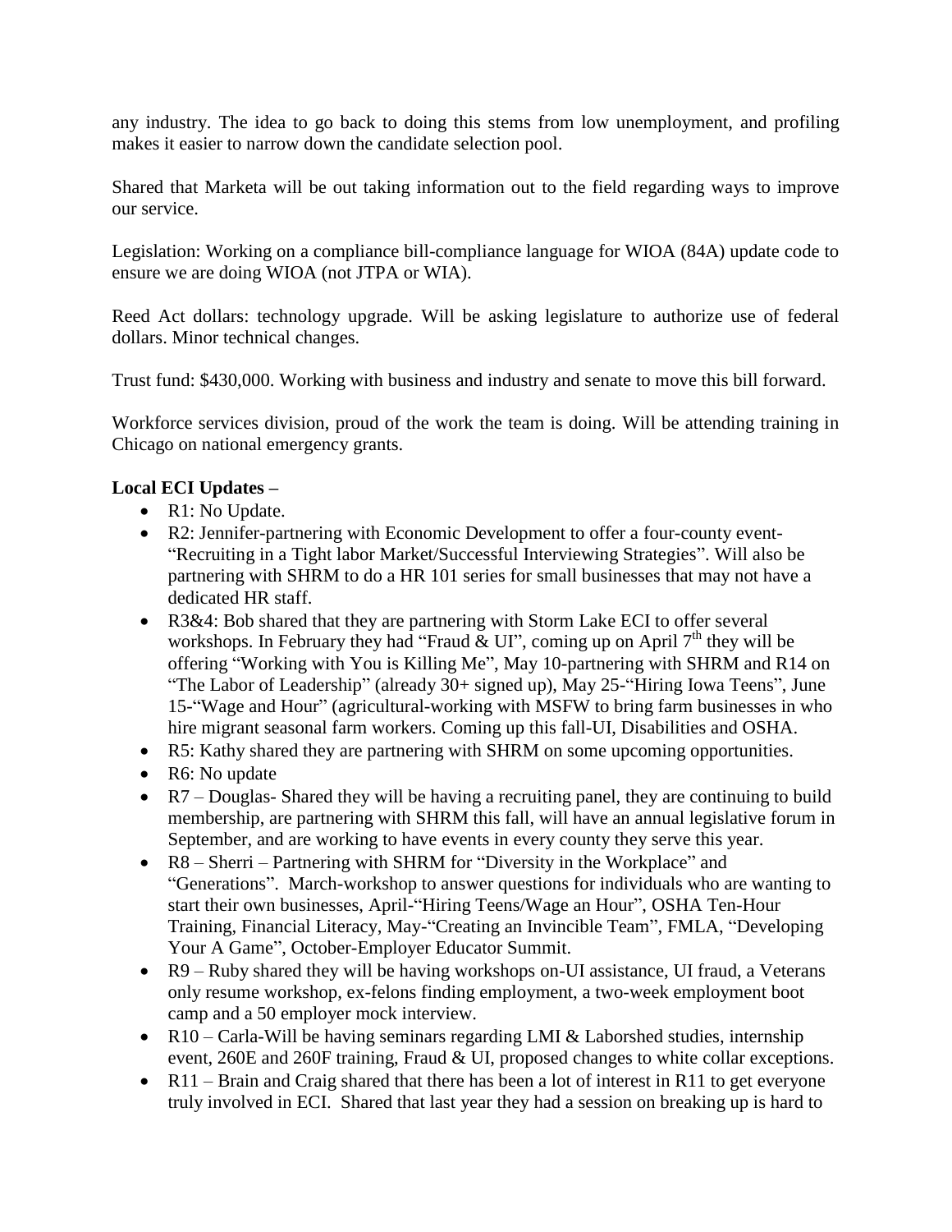any industry. The idea to go back to doing this stems from low unemployment, and profiling makes it easier to narrow down the candidate selection pool.

Shared that Marketa will be out taking information out to the field regarding ways to improve our service.

Legislation: Working on a compliance bill-compliance language for WIOA (84A) update code to ensure we are doing WIOA (not JTPA or WIA).

Reed Act dollars: technology upgrade. Will be asking legislature to authorize use of federal dollars. Minor technical changes.

Trust fund: $430,000. Working with business and industry and senate to move this bill forward.

Workforce services division, proud of the work the team is doing. Will be attending training in Chicago on national emergency grants.

**Local ECI Updates –**

- R1: No Update.
- R2: Jennifer-partnering with Economic Development to offer a four-county event- "Recruiting in a Tight labor Market/Successful Interviewing Strategies". Will also be partnering with SHRM to do a HR 101 series for small businesses that may not have a dedicated HR staff.
- R3&4: Bob shared that they are partnering with Storm Lake ECI to offer several workshops. In February they had "Fraud & UI", coming up on April 7th they will be offering "Working with You is Killing Me", May 10-partnering with SHRM and R14 on "The Labor of Leadership" (already 30+ signed up), May 25-"Hiring Iowa Teens", June 15-"Wage and Hour" (agricultural-working with MSFW to bring farm businesses in who hire migrant seasonal farm workers. Coming up this fall-UI, Disabilities and OSHA.
- R5: Kathy shared they are partnering with SHRM on some upcoming opportunities.
- R6: No update
- R7 – Douglas- Shared they will be having a recruiting panel, they are continuing to build membership, are partnering with SHRM this fall, will have an annual legislative forum in September, and are working to have events in every county they serve this year.
- R8 – Sherri – Partnering with SHRM for "Diversity in the Workplace" and "Generations". March-workshop to answer questions for individuals who are wanting to start their own businesses, April-"Hiring Teens/Wage an Hour", OSHA Ten-Hour Training, Financial Literacy, May-"Creating an Invincible Team", FMLA, "Developing Your A Game", October-Employer Educator Summit.
- R9 – Ruby shared they will be having workshops on-UI assistance, UI fraud, a Veterans only resume workshop, ex-felons finding employment, a two-week employment boot camp and a 50 employer mock interview.
- R10 – Carla-Will be having seminars regarding LMI & Laborshed studies, internship event, 260E and 260F training, Fraud & UI, proposed changes to white collar exceptions.
- R11 – Brain and Craig shared that there has been a lot of interest in R11 to get everyone truly involved in ECI. Shared that last year they had a session on breaking up is hard to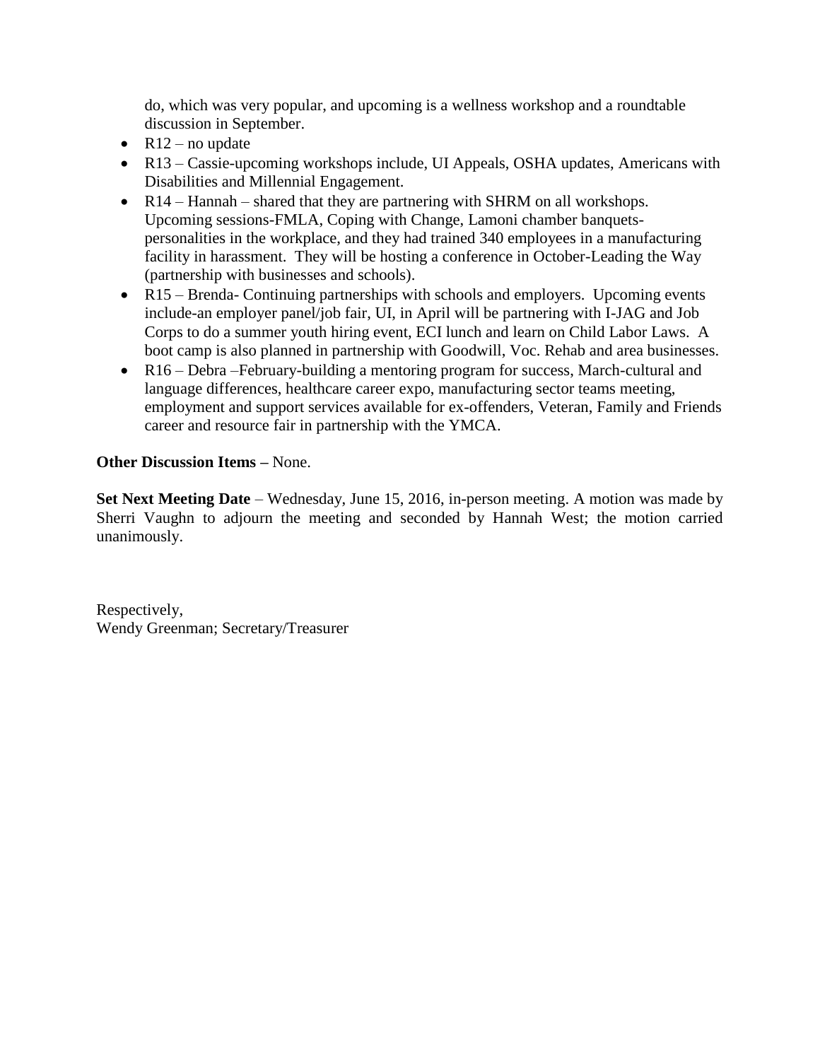do, which was very popular, and upcoming is a wellness workshop and a roundtable discussion in September.

- R12 – no update
- R13 – Cassie-upcoming workshops include, UI Appeals, OSHA updates, Americans with Disabilities and Millennial Engagement.
- R14 – Hannah – shared that they are partnering with SHRM on all workshops. Upcoming sessions-FMLA, Coping with Change, Lamoni chamber banquets-personalities in the workplace, and they had trained 340 employees in a manufacturing facility in harassment. They will be hosting a conference in October-Leading the Way (partnership with businesses and schools).
- R15 – Brenda- Continuing partnerships with schools and employers. Upcoming events include-an employer panel/job fair, UI, in April will be partnering with I-JAG and Job Corps to do a summer youth hiring event, ECI lunch and learn on Child Labor Laws. A boot camp is also planned in partnership with Goodwill, Voc. Rehab and area businesses.
- R16 – Debra –February-building a mentoring program for success, March-cultural and language differences, healthcare career expo, manufacturing sector teams meeting, employment and support services available for ex-offenders, Veteran, Family and Friends career and resource fair in partnership with the YMCA.

**Other Discussion Items –** None.

**Set Next Meeting Date** – Wednesday, June 15, 2016, in-person meeting. A motion was made by Sherri Vaughn to adjourn the meeting and seconded by Hannah West; the motion carried unanimously.

Respectively,
Wendy Greenman; Secretary/Treasurer